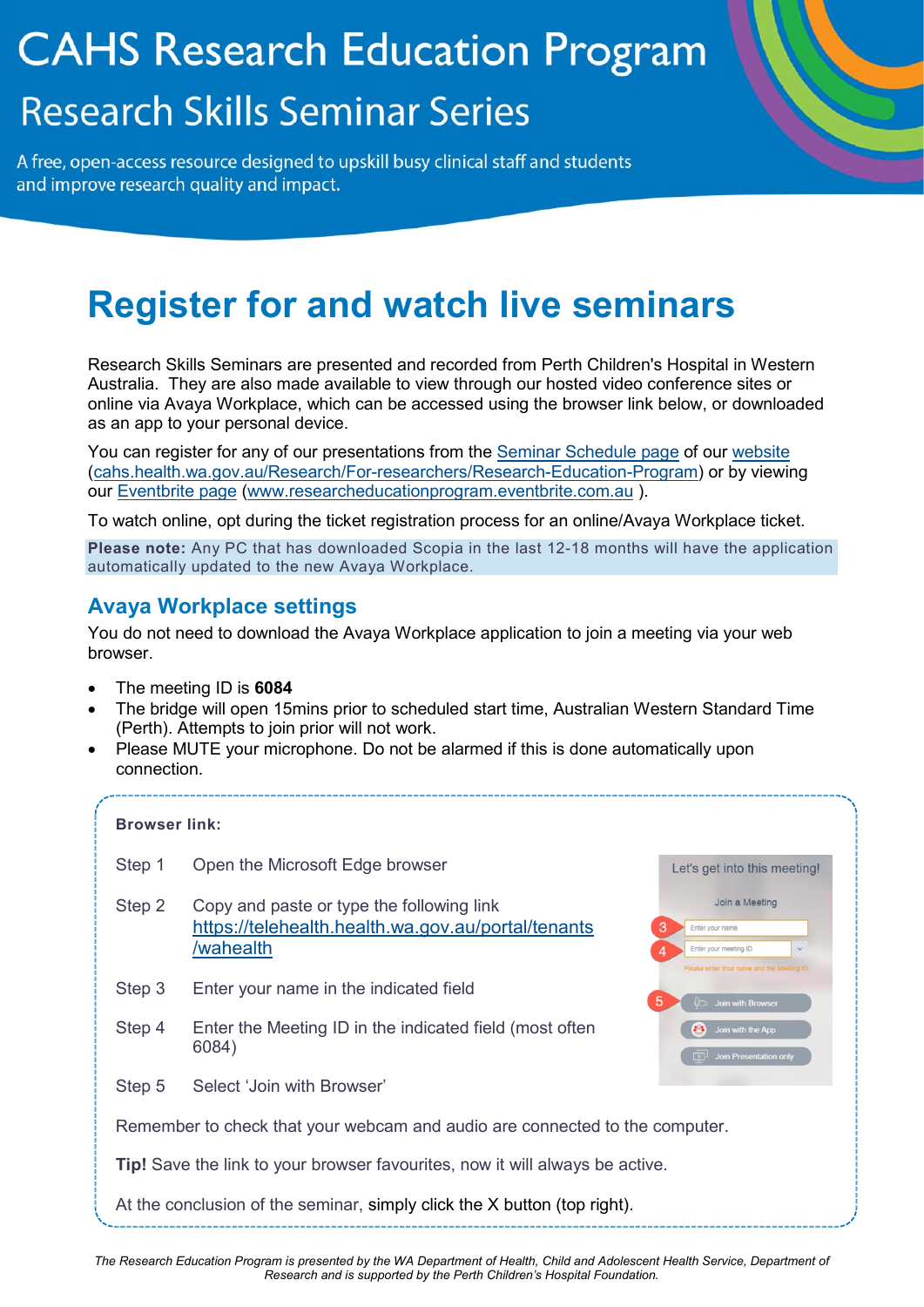# CAHS Research Education Program

## Research Skills Seminar Series

A free, open-access resource designed to upskill busy clinical staff and students and improve research quality and impact.

# Register for and watch live seminars

Research Skills Seminars are presented and recorded from Perth Children's Hospital in Western Australia. They are also made available to view through our hosted video conference sites or online via Avaya Workplace, which can be accessed using the browser link below, or downloaded as an app to your personal device.

You can register for any of our presentations from the Seminar Schedule page of our website (cahs.health.wa.gov.au/Research/For-researchers/Research-Education-Program) or by viewing our Eventbrite page (www.researcheducationprogram.eventbrite.com.au ).

To watch online, opt during the ticket registration process for an online/Avaya Workplace ticket.

**Please note:** Any PC that has downloaded Scopia in the last 12-18 months will have the application automatically updated to the new Avaya Workplace.

## Avaya Workplace settings

You do not need to download the Avaya Workplace application to join a meeting via your web browser.

- The meeting ID is **6084**
- The bridge will open 15mins prior to scheduled start time, Australian Western Standard Time (Perth). Attempts to join prior will not work.
- Please MUTE your microphone. Do not be alarmed if this is done automatically upon connection.

**Browser link:**

Step 1 Open the Microsoft Edge browser

Step 2 Copy and paste or type the following link https://telehealth.health.wa.gov.au/portal/tenants/wahealth

Step 3 Enter your name in the indicated field

Step 4 Enter the Meeting ID in the indicated field (most often 6084)

Step 5 Select 'Join with Browser'

Let's get into this meeting!

Join a Meeting

3 Enter your name

4 Enter your meeting ID

Please enter Your name and the Meeting ID

5 Join with Browser

Join with the App

Join Presentation only

Remember to check that your webcam and audio are connected to the computer.

**Tip!** Save the link to your browser favourites, now it will always be active.

At the conclusion of the seminar, simply click the X button (top right).

*The Research Education Program is presented by the WA Department of Health, Child and Adolescent Health Service, Department of Research and is supported by the Perth Children's Hospital Foundation.*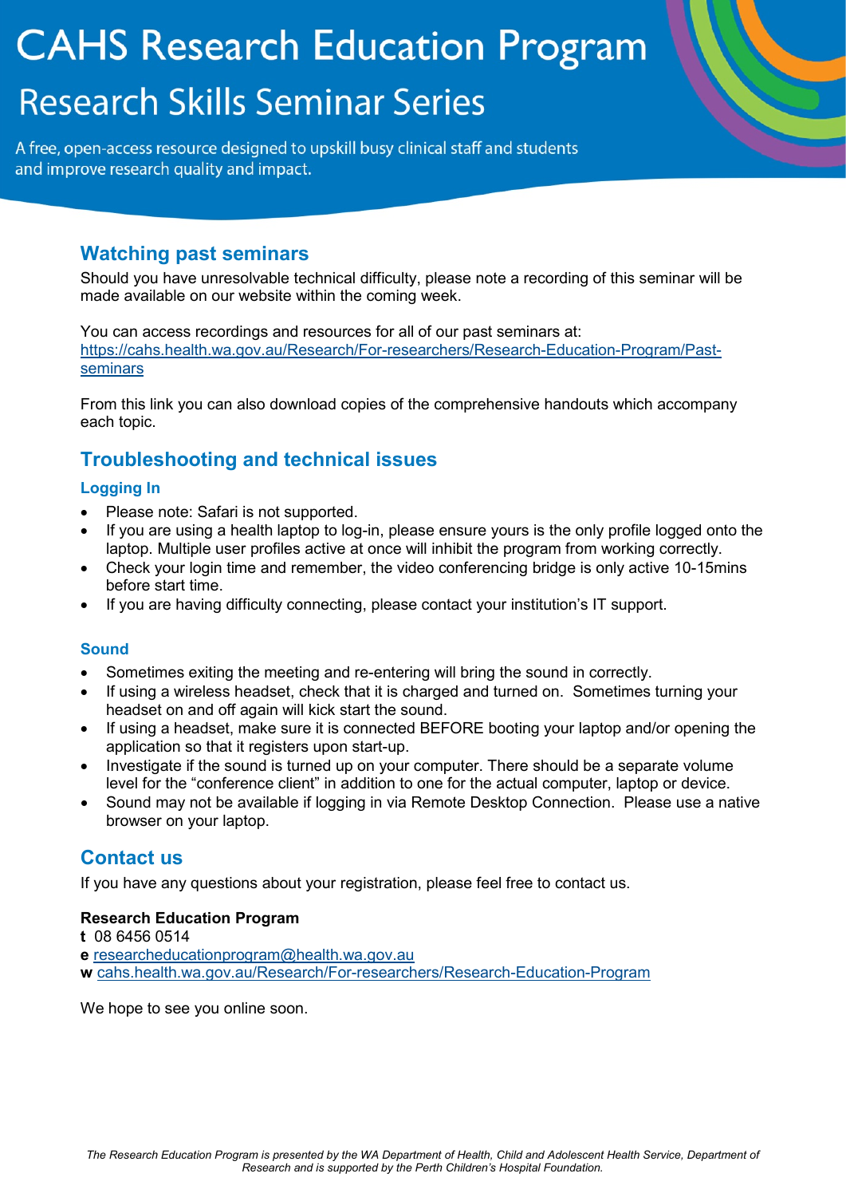# CAHS Research Education Program

## Research Skills Seminar Series

A free, open-access resource designed to upskill busy clinical staff and students and improve research quality and impact.

## Watching past seminars

Should you have unresolvable technical difficulty, please note a recording of this seminar will be made available on our website within the coming week.

You can access recordings and resources for all of our past seminars at: https://cahs.health.wa.gov.au/Research/For-researchers/Research-Education-Program/Past-seminars

From this link you can also download copies of the comprehensive handouts which accompany each topic.

## Troubleshooting and technical issues

### Logging In

- Please note: Safari is not supported.
- If you are using a health laptop to log-in, please ensure yours is the only profile logged onto the laptop. Multiple user profiles active at once will inhibit the program from working correctly.
- Check your login time and remember, the video conferencing bridge is only active 10-15mins before start time.
- If you are having difficulty connecting, please contact your institution's IT support.

### Sound

- Sometimes exiting the meeting and re-entering will bring the sound in correctly.
- If using a wireless headset, check that it is charged and turned on. Sometimes turning your headset on and off again will kick start the sound.
- If using a headset, make sure it is connected BEFORE booting your laptop and/or opening the application so that it registers upon start-up.
- Investigate if the sound is turned up on your computer. There should be a separate volume level for the "conference client" in addition to one for the actual computer, laptop or device.
- Sound may not be available if logging in via Remote Desktop Connection. Please use a native browser on your laptop.

## Contact us

If you have any questions about your registration, please feel free to contact us.

**Research Education Program**
**t** 08 6456 0514
**e** researcheducationprogram@health.wa.gov.au
**w** cahs.health.wa.gov.au/Research/For-researchers/Research-Education-Program

We hope to see you online soon.

*The Research Education Program is presented by the WA Department of Health, Child and Adolescent Health Service, Department of Research and is supported by the Perth Children's Hospital Foundation.*